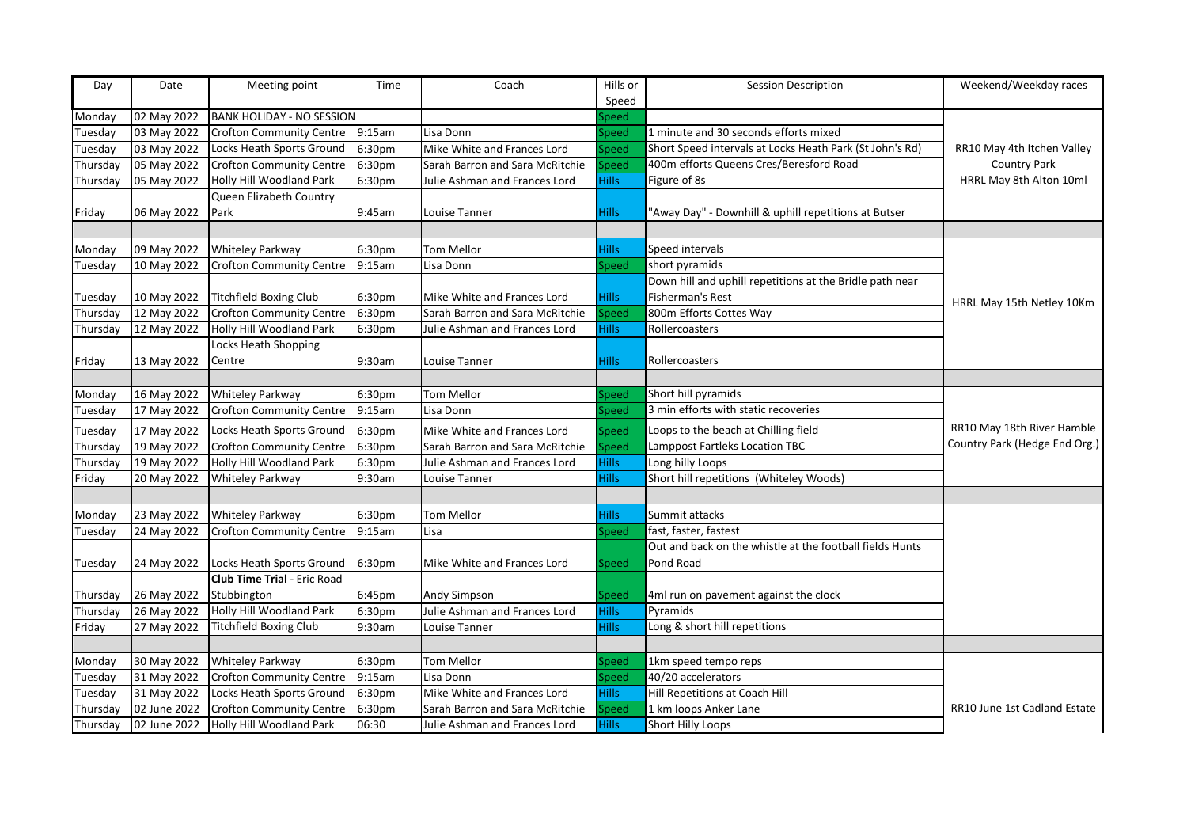| Day | Date | Meeting point | Time | Coach | Hills or Speed | Session Description | Weekend/Weekday races |
|---|---|---|---|---|---|---|---|
| Monday | 02 May 2022 | BANK HOLIDAY - NO SESSION | | | Speed | | |
| Tuesday | 03 May 2022 | Crofton Community Centre | 9:15am | Lisa Donn | Speed | 1 minute and 30 seconds efforts mixed | |
| Tuesday | 03 May 2022 | Locks Heath Sports Ground | 6:30pm | Mike White and Frances Lord | Speed | Short Speed intervals at Locks Heath Park (St John's Rd) | RR10 May 4th Itchen Valley Country Park |
| Thursday | 05 May 2022 | Crofton Community Centre | 6:30pm | Sarah Barron and Sara McRitchie | Speed | 400m efforts Queens Cres/Beresford Road | HRRL May 8th Alton 10ml |
| Thursday | 05 May 2022 | Holly Hill Woodland Park | 6:30pm | Julie Ashman and Frances Lord | Hills | Figure of 8s | |
| Friday | 06 May 2022 | Queen Elizabeth Country Park | 9:45am | Louise Tanner | Hills | "Away Day" - Downhill & uphill repetitions at Butser | |
| | | | | | | | |
| Monday | 09 May 2022 | Whiteley Parkway | 6:30pm | Tom Mellor | Hills | Speed intervals | |
| Tuesday | 10 May 2022 | Crofton Community Centre | 9:15am | Lisa Donn | Speed | short pyramids | |
| Tuesday | 10 May 2022 | Titchfield Boxing Club | 6:30pm | Mike White and Frances Lord | Hills | Down hill and uphill repetitions at the Bridle path near Fisherman's Rest | HRRL May 15th Netley 10Km |
| Thursday | 12 May 2022 | Crofton Community Centre | 6:30pm | Sarah Barron and Sara McRitchie | Speed | 800m Efforts Cottes Way | |
| Thursday | 12 May 2022 | Holly Hill Woodland Park | 6:30pm | Julie Ashman and Frances Lord | Hills | Rollercoasters | |
| Friday | 13 May 2022 | Locks Heath Shopping Centre | 9:30am | Louise Tanner | Hills | Rollercoasters | |
| | | | | | | | |
| Monday | 16 May 2022 | Whiteley Parkway | 6:30pm | Tom Mellor | Speed | Short hill pyramids | |
| Tuesday | 17 May 2022 | Crofton Community Centre | 9:15am | Lisa Donn | Speed | 3 min efforts with static recoveries | |
| Tuesday | 17 May 2022 | Locks Heath Sports Ground | 6:30pm | Mike White and Frances Lord | Speed | Loops to the beach at Chilling field | RR10 May 18th River Hamble Country Park (Hedge End Org.) |
| Thursday | 19 May 2022 | Crofton Community Centre | 6:30pm | Sarah Barron and Sara McRitchie | Speed | Lamppost Fartleks Location TBC | |
| Thursday | 19 May 2022 | Holly Hill Woodland Park | 6:30pm | Julie Ashman and Frances Lord | Hills | Long hilly Loops | |
| Friday | 20 May 2022 | Whiteley Parkway | 9:30am | Louise Tanner | Hills | Short hill repetitions (Whiteley Woods) | |
| | | | | | | | |
| Monday | 23 May 2022 | Whiteley Parkway | 6:30pm | Tom Mellor | Hills | Summit attacks | |
| Tuesday | 24 May 2022 | Crofton Community Centre | 9:15am | Lisa | Speed | fast, faster, fastest | |
| Tuesday | 24 May 2022 | Locks Heath Sports Ground | 6:30pm | Mike White and Frances Lord | Speed | Out and back on the whistle at the football fields Hunts Pond Road | |
| Thursday | 26 May 2022 | **Club Time Trial** - Eric Road Stubbington | 6:45pm | Andy Simpson | Speed | 4ml run on pavement against the clock | |
| Thursday | 26 May 2022 | Holly Hill Woodland Park | 6:30pm | Julie Ashman and Frances Lord | Hills | Pyramids | |
| Friday | 27 May 2022 | Titchfield Boxing Club | 9:30am | Louise Tanner | Hills | Long & short hill repetitions | |
| | | | | | | | |
| Monday | 30 May 2022 | Whiteley Parkway | 6:30pm | Tom Mellor | Speed | 1km speed tempo reps | |
| Tuesday | 31 May 2022 | Crofton Community Centre | 9:15am | Lisa Donn | Speed | 40/20 accelerators | |
| Tuesday | 31 May 2022 | Locks Heath Sports Ground | 6:30pm | Mike White and Frances Lord | Hills | Hill Repetitions at Coach Hill | |
| Thursday | 02 June 2022 | Crofton Community Centre | 6:30pm | Sarah Barron and Sara McRitchie | Speed | 1 km loops Anker Lane | RR10 June 1st Cadland Estate |
| Thursday | 02 June 2022 | Holly Hill Woodland Park | 06:30 | Julie Ashman and Frances Lord | Hills | Short Hilly Loops | |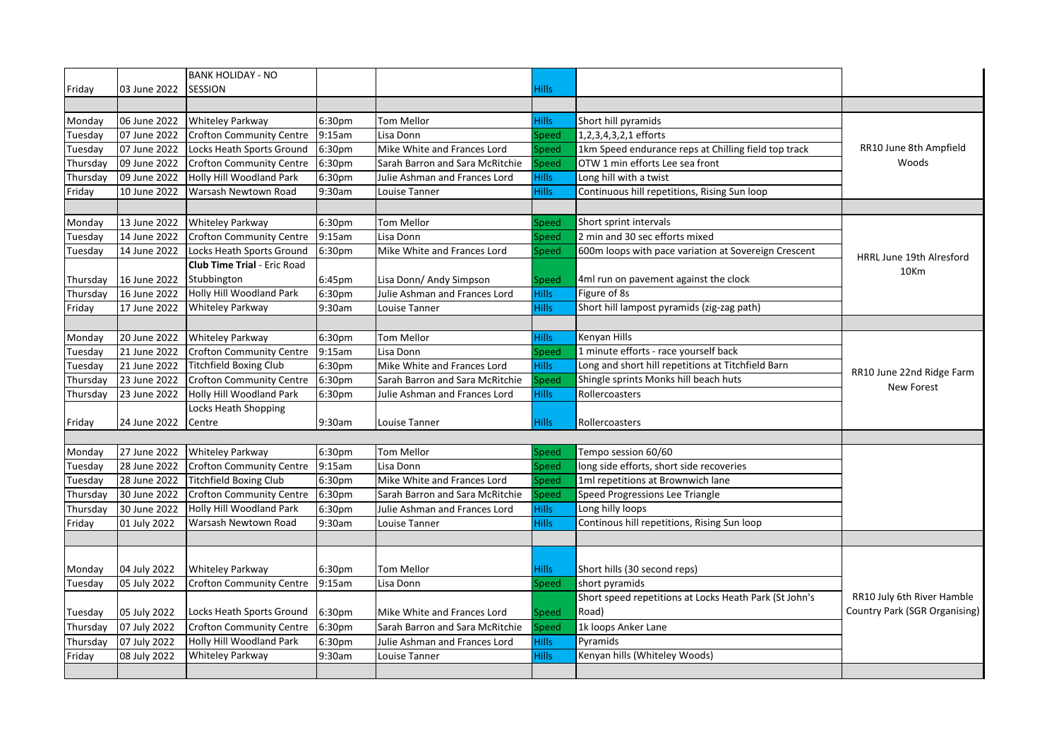| | | | | | | | |
|---|---|---|---|---|---|---|---|
| Friday | 03 June 2022 | BANK HOLIDAY - NO SESSION | | | Hills | | |
| | | | | | | | |
| Monday | 06 June 2022 | Whiteley Parkway | 6:30pm | Tom Mellor | Hills | Short hill pyramids | RR10 June 8th Ampfield Woods |
| Tuesday | 07 June 2022 | Crofton Community Centre | 9:15am | Lisa Donn | Speed | 1,2,3,4,3,2,1 efforts | |
| Tuesday | 07 June 2022 | Locks Heath Sports Ground | 6:30pm | Mike White and Frances Lord | Speed | 1km Speed endurance reps at Chilling field top track | |
| Thursday | 09 June 2022 | Crofton Community Centre | 6:30pm | Sarah Barron and Sara McRitchie | Speed | OTW 1 min efforts Lee sea front | |
| Thursday | 09 June 2022 | Holly Hill Woodland Park | 6:30pm | Julie Ashman and Frances Lord | Hills | Long hill with a twist | |
| Friday | 10 June 2022 | Warsash Newtown Road | 9:30am | Louise Tanner | Hills | Continuous hill repetitions, Rising Sun loop | |
| | | | | | | | |
| Monday | 13 June 2022 | Whiteley Parkway | 6:30pm | Tom Mellor | Speed | Short sprint intervals | HRRL June 19th Alresford 10Km |
| Tuesday | 14 June 2022 | Crofton Community Centre | 9:15am | Lisa Donn | Speed | 2 min and 30 sec efforts mixed | |
| Tuesday | 14 June 2022 | Locks Heath Sports Ground | 6:30pm | Mike White and Frances Lord | Speed | 600m loops with pace variation at Sovereign Crescent | |
| Thursday | 16 June 2022 | **Club Time Trial** - Eric Road Stubbington | 6:45pm | Lisa Donn/ Andy Simpson | Speed | 4ml run on pavement against the clock | |
| Thursday | 16 June 2022 | Holly Hill Woodland Park | 6:30pm | Julie Ashman and Frances Lord | Hills | Figure of 8s | |
| Friday | 17 June 2022 | Whiteley Parkway | 9:30am | Louise Tanner | Hills | Short hill lampost pyramids (zig-zag path) | |
| | | | | | | | |
| Monday | 20 June 2022 | Whiteley Parkway | 6:30pm | Tom Mellor | Hills | Kenyan Hills | RR10 June 22nd Ridge Farm New Forest |
| Tuesday | 21 June 2022 | Crofton Community Centre | 9:15am | Lisa Donn | Speed | 1 minute efforts - race yourself back | |
| Tuesday | 21 June 2022 | Titchfield Boxing Club | 6:30pm | Mike White and Frances Lord | Hills | Long and short hill repetitions at Titchfield Barn | |
| Thursday | 23 June 2022 | Crofton Community Centre | 6:30pm | Sarah Barron and Sara McRitchie | Speed | Shingle sprints Monks hill beach huts | |
| Thursday | 23 June 2022 | Holly Hill Woodland Park | 6:30pm | Julie Ashman and Frances Lord | Hills | Rollercoasters | |
| Friday | 24 June 2022 | Locks Heath Shopping Centre | 9:30am | Louise Tanner | Hills | Rollercoasters | |
| | | | | | | | |
| Monday | 27 June 2022 | Whiteley Parkway | 6:30pm | Tom Mellor | Speed | Tempo session 60/60 | |
| Tuesday | 28 June 2022 | Crofton Community Centre | 9:15am | Lisa Donn | Speed | long side efforts, short side recoveries | |
| Tuesday | 28 June 2022 | Titchfield Boxing Club | 6:30pm | Mike White and Frances Lord | Speed | 1ml repetitions at Brownwich lane | |
| Thursday | 30 June 2022 | Crofton Community Centre | 6:30pm | Sarah Barron and Sara McRitchie | Speed | Speed Progressions Lee Triangle | |
| Thursday | 30 June 2022 | Holly Hill Woodland Park | 6:30pm | Julie Ashman and Frances Lord | Hills | Long hilly loops | |
| Friday | 01 July 2022 | Warsash Newtown Road | 9:30am | Louise Tanner | Hills | Continous hill repetitions, Rising Sun loop | |
| | | | | | | | |
| Monday | 04 July 2022 | Whiteley Parkway | 6:30pm | Tom Mellor | Hills | Short hills (30 second reps) | RR10 July 6th River Hamble Country Park (SGR Organising) |
| Tuesday | 05 July 2022 | Crofton Community Centre | 9:15am | Lisa Donn | Speed | short pyramids | |
| Tuesday | 05 July 2022 | Locks Heath Sports Ground | 6:30pm | Mike White and Frances Lord | Speed | Short speed repetitions at Locks Heath Park (St John's Road) | |
| Thursday | 07 July 2022 | Crofton Community Centre | 6:30pm | Sarah Barron and Sara McRitchie | Speed | 1k loops Anker Lane | |
| Thursday | 07 July 2022 | Holly Hill Woodland Park | 6:30pm | Julie Ashman and Frances Lord | Hills | Pyramids | |
| Friday | 08 July 2022 | Whiteley Parkway | 9:30am | Louise Tanner | Hills | Kenyan hills (Whiteley Woods) | |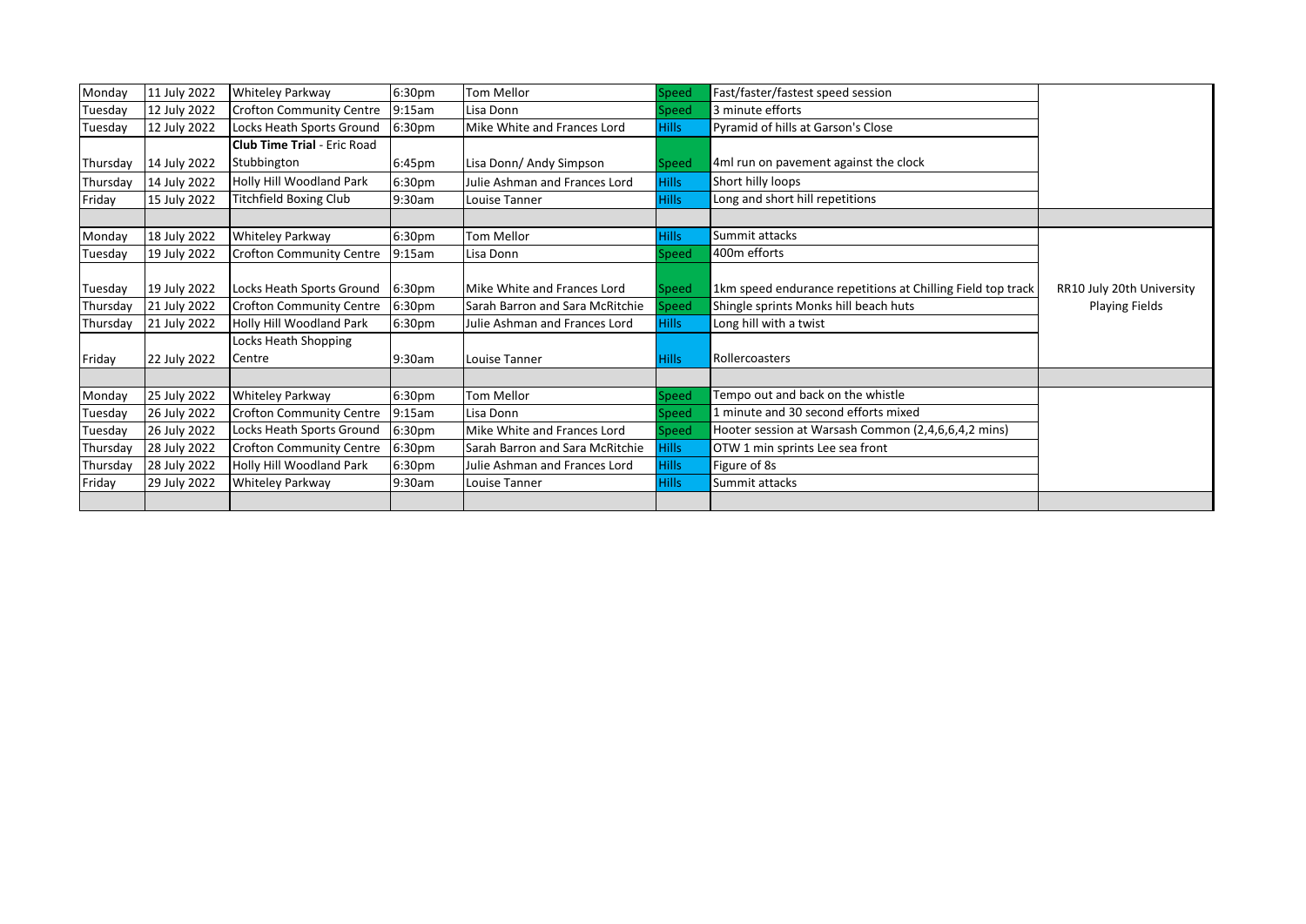| | | | | | | | |
|---|---|---|---|---|---|---|---|
| Monday | 11 July 2022 | Whiteley Parkway | 6:30pm | Tom Mellor | Speed | Fast/faster/fastest speed session | |
| Tuesday | 12 July 2022 | Crofton Community Centre | 9:15am | Lisa Donn | Speed | 3 minute efforts | |
| Tuesday | 12 July 2022 | Locks Heath Sports Ground | 6:30pm | Mike White and Frances Lord | Hills | Pyramid of hills at Garson's Close | |
| Thursday | 14 July 2022 | **Club Time Trial** - Eric Road Stubbington | 6:45pm | Lisa Donn/ Andy Simpson | Speed | 4ml run on pavement against the clock | |
| Thursday | 14 July 2022 | Holly Hill Woodland Park | 6:30pm | Julie Ashman and Frances Lord | Hills | Short hilly loops | |
| Friday | 15 July 2022 | Titchfield Boxing Club | 9:30am | Louise Tanner | Hills | Long and short hill repetitions | |
| | | | | | | | |
| Monday | 18 July 2022 | Whiteley Parkway | 6:30pm | Tom Mellor | Hills | Summit attacks | |
| Tuesday | 19 July 2022 | Crofton Community Centre | 9:15am | Lisa Donn | Speed | 400m efforts | |
| Tuesday | 19 July 2022 | Locks Heath Sports Ground | 6:30pm | Mike White and Frances Lord | Speed | 1km speed endurance repetitions at Chilling Field top track | RR10 July 20th University Playing Fields |
| Thursday | 21 July 2022 | Crofton Community Centre | 6:30pm | Sarah Barron and Sara McRitchie | Speed | Shingle sprints Monks hill beach huts | |
| Thursday | 21 July 2022 | Holly Hill Woodland Park | 6:30pm | Julie Ashman and Frances Lord | Hills | Long hill with a twist | |
| Friday | 22 July 2022 | Locks Heath Shopping Centre | 9:30am | Louise Tanner | Hills | Rollercoasters | |
| | | | | | | | |
| Monday | 25 July 2022 | Whiteley Parkway | 6:30pm | Tom Mellor | Speed | Tempo out and back on the whistle | |
| Tuesday | 26 July 2022 | Crofton Community Centre | 9:15am | Lisa Donn | Speed | 1 minute and 30 second efforts mixed | |
| Tuesday | 26 July 2022 | Locks Heath Sports Ground | 6:30pm | Mike White and Frances Lord | Speed | Hooter session at Warsash Common (2,4,6,6,4,2 mins) | |
| Thursday | 28 July 2022 | Crofton Community Centre | 6:30pm | Sarah Barron and Sara McRitchie | Hills | OTW 1 min sprints Lee sea front | |
| Thursday | 28 July 2022 | Holly Hill Woodland Park | 6:30pm | Julie Ashman and Frances Lord | Hills | Figure of 8s | |
| Friday | 29 July 2022 | Whiteley Parkway | 9:30am | Louise Tanner | Hills | Summit attacks | |
| | | | | | | | |